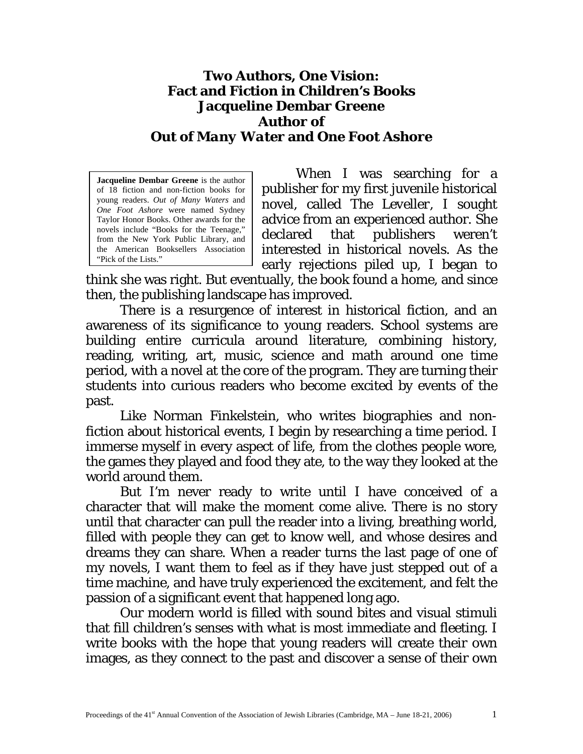# Two Authors, One Vision: Fact and Fiction in Children's Books
## Jacqueline Dembar Greene
## Author of
## *Out of Many Water and One Foot Ashore*

**Jacqueline Dembar Greene** is the author of 18 fiction and non-fiction books for young readers. *Out of Many Waters* and *One Foot Ashore* were named Sydney Taylor Honor Books. Other awards for the novels include "Books for the Teenage," from the New York Public Library, and the American Booksellers Association "Pick of the Lists."

When I was searching for a publisher for my first juvenile historical novel, called The Leveller, I sought advice from an experienced author. She declared that publishers weren't interested in historical novels. As the early rejections piled up, I began to think she was right. But eventually, the book found a home, and since then, the publishing landscape has improved.

There is a resurgence of interest in historical fiction, and an awareness of its significance to young readers. School systems are building entire curricula around literature, combining history, reading, writing, art, music, science and math around one time period, with a novel at the core of the program. They are turning their students into curious readers who become excited by events of the past.

Like Norman Finkelstein, who writes biographies and non-fiction about historical events, I begin by researching a time period. I immerse myself in every aspect of life, from the clothes people wore, the games they played and food they ate, to the way they looked at the world around them.

But I'm never ready to write until I have conceived of a character that will make the moment come alive. There is no story until that character can pull the reader into a living, breathing world, filled with people they can get to know well, and whose desires and dreams they can share. When a reader turns the last page of one of my novels, I want them to feel as if they have just stepped out of a time machine, and have truly experienced the excitement, and felt the passion of a significant event that happened long ago.

Our modern world is filled with sound bites and visual stimuli that fill children's senses with what is most immediate and fleeting. I write books with the hope that young readers will create their own images, as they connect to the past and discover a sense of their own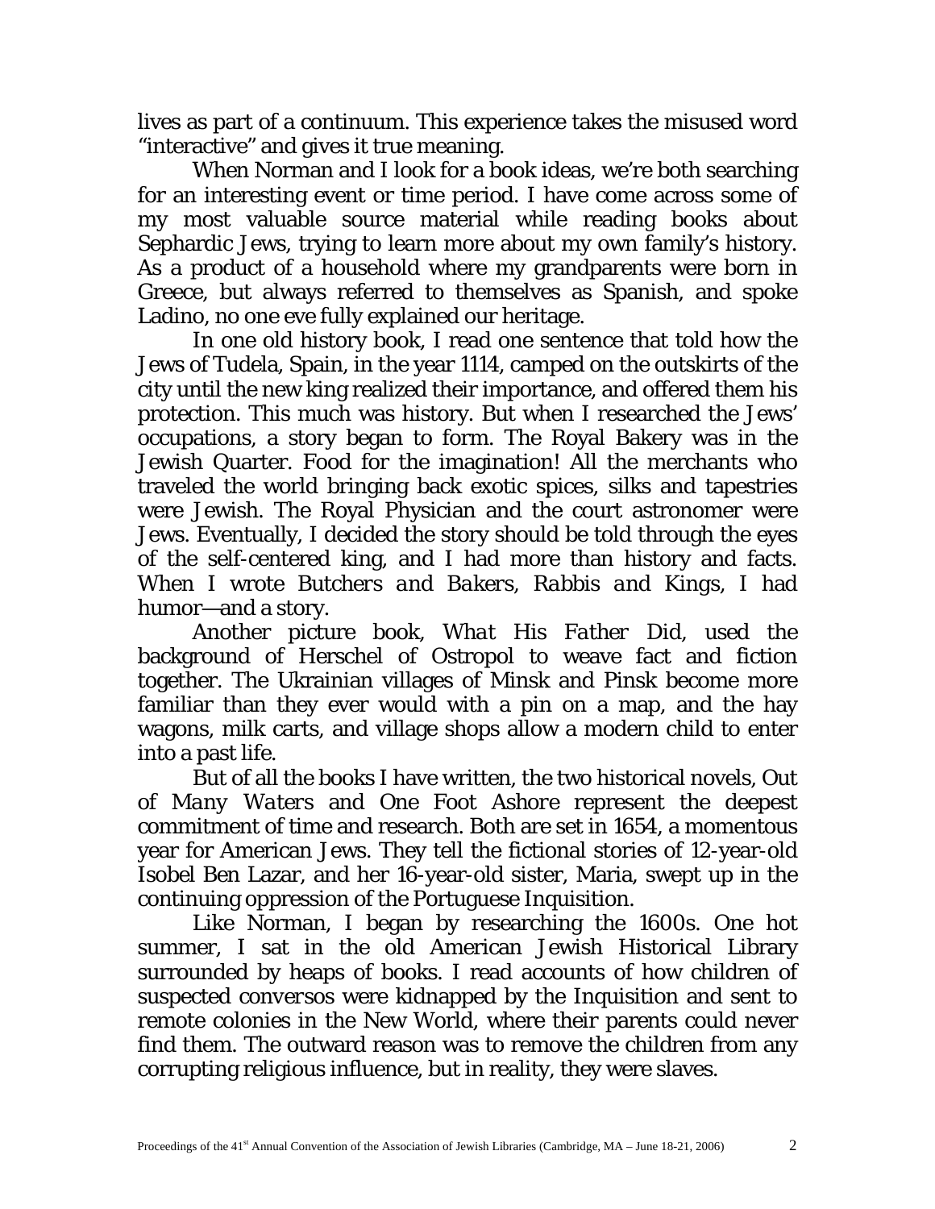lives as part of a continuum. This experience takes the misused word "interactive" and gives it true meaning.

When Norman and I look for a book ideas, we're both searching for an interesting event or time period. I have come across some of my most valuable source material while reading books about Sephardic Jews, trying to learn more about my own family's history. As a product of a household where my grandparents were born in Greece, but always referred to themselves as Spanish, and spoke Ladino, no one eve fully explained our heritage.

In one old history book, I read one sentence that told how the Jews of Tudela, Spain, in the year 1114, camped on the outskirts of the city until the new king realized their importance, and offered them his protection. This much was history. But when I researched the Jews' occupations, a story began to form. The Royal Bakery was in the Jewish Quarter. Food for the imagination! All the merchants who traveled the world bringing back exotic spices, silks and tapestries were Jewish. The Royal Physician and the court astronomer were Jews. Eventually, I decided the story should be told through the eyes of the self-centered king, and I had more than history and facts. When I wrote *Butchers and Bakers, Rabbis and Kings*, I had humor—and a story.

Another picture book, *What His Father Did*, used the background of Herschel of Ostropol to weave fact and fiction together. The Ukrainian villages of Minsk and Pinsk become more familiar than they ever would with a pin on a map, and the hay wagons, milk carts, and village shops allow a modern child to enter into a past life.

But of all the books I have written, the two historical novels, *Out of Many Waters* and *One Foot Ashore* represent the deepest commitment of time and research. Both are set in 1654, a momentous year for American Jews. They tell the fictional stories of 12-year-old Isobel Ben Lazar, and her 16-year-old sister, Maria, swept up in the continuing oppression of the Portuguese Inquisition.

Like Norman, I began by researching the 1600s. One hot summer, I sat in the old American Jewish Historical Library surrounded by heaps of books. I read accounts of how children of suspected *conversos* were kidnapped by the Inquisition and sent to remote colonies in the New World, where their parents could never find them. The outward reason was to remove the children from any corrupting religious influence, but in reality, they were slaves.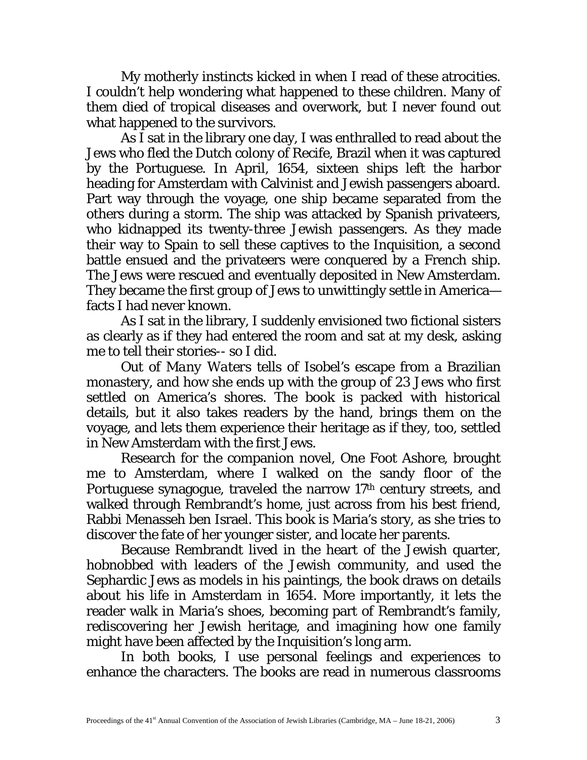My motherly instincts kicked in when I read of these atrocities. I couldn't help wondering what happened to these children. Many of them died of tropical diseases and overwork, but I never found out what happened to the survivors.

As I sat in the library one day, I was enthralled to read about the Jews who fled the Dutch colony of Recife, Brazil when it was captured by the Portuguese. In April, 1654, sixteen ships left the harbor heading for Amsterdam with Calvinist and Jewish passengers aboard. Part way through the voyage, one ship became separated from the others during a storm. The ship was attacked by Spanish privateers, who kidnapped its twenty-three Jewish passengers. As they made their way to Spain to sell these captives to the Inquisition, a second battle ensued and the privateers were conquered by a French ship. The Jews were rescued and eventually deposited in New Amsterdam. They became the first group of Jews to unwittingly settle in America—facts I had never known.

As I sat in the library, I suddenly envisioned two fictional sisters as clearly as if they had entered the room and sat at my desk, asking me to tell their stories-- so I did.

*Out of Many Waters* tells of Isobel's escape from a Brazilian monastery, and how she ends up with the group of 23 Jews who first settled on America's shores. The book is packed with historical details, but it also takes readers by the hand, brings them on the voyage, and lets them experience their heritage as if they, too, settled in New Amsterdam with the first Jews.

Research for the companion novel, *One Foot Ashore*, brought me to Amsterdam, where I walked on the sandy floor of the Portuguese synagogue, traveled the narrow 17th century streets, and walked through Rembrandt's home, just across from his best friend, Rabbi Menasseh ben Israel. This book is Maria's story, as she tries to discover the fate of her younger sister, and locate her parents.

Because Rembrandt lived in the heart of the Jewish quarter, hobnobbed with leaders of the Jewish community, and used the Sephardic Jews as models in his paintings, the book draws on details about his life in Amsterdam in 1654. More importantly, it lets the reader walk in Maria's shoes, becoming part of Rembrandt's family, rediscovering her Jewish heritage, and imagining how one family might have been affected by the Inquisition's long arm.

In both books, I use personal feelings and experiences to enhance the characters. The books are read in numerous classrooms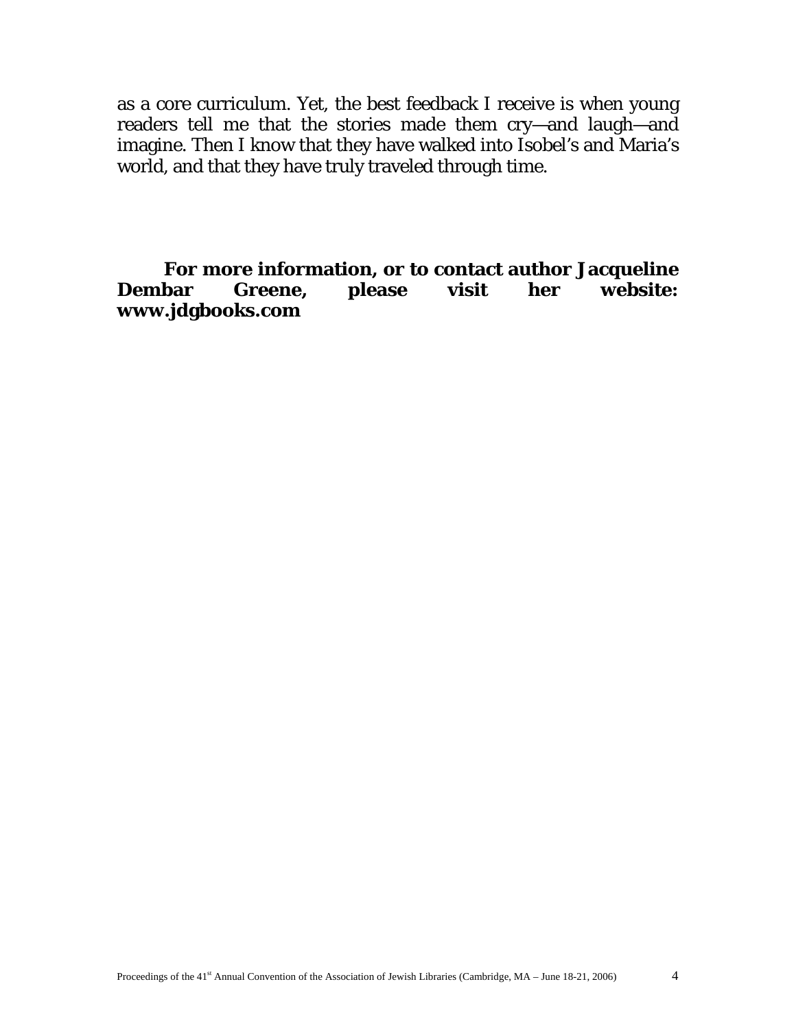as a core curriculum. Yet, the best feedback I receive is when young readers tell me that the stories made them cry—and laugh—and imagine. Then I know that they have walked into Isobel's and Maria's world, and that they have truly traveled through time.

**For more information, or to contact author Jacqueline Dembar Greene, please visit her website: www.jdgbooks.com**